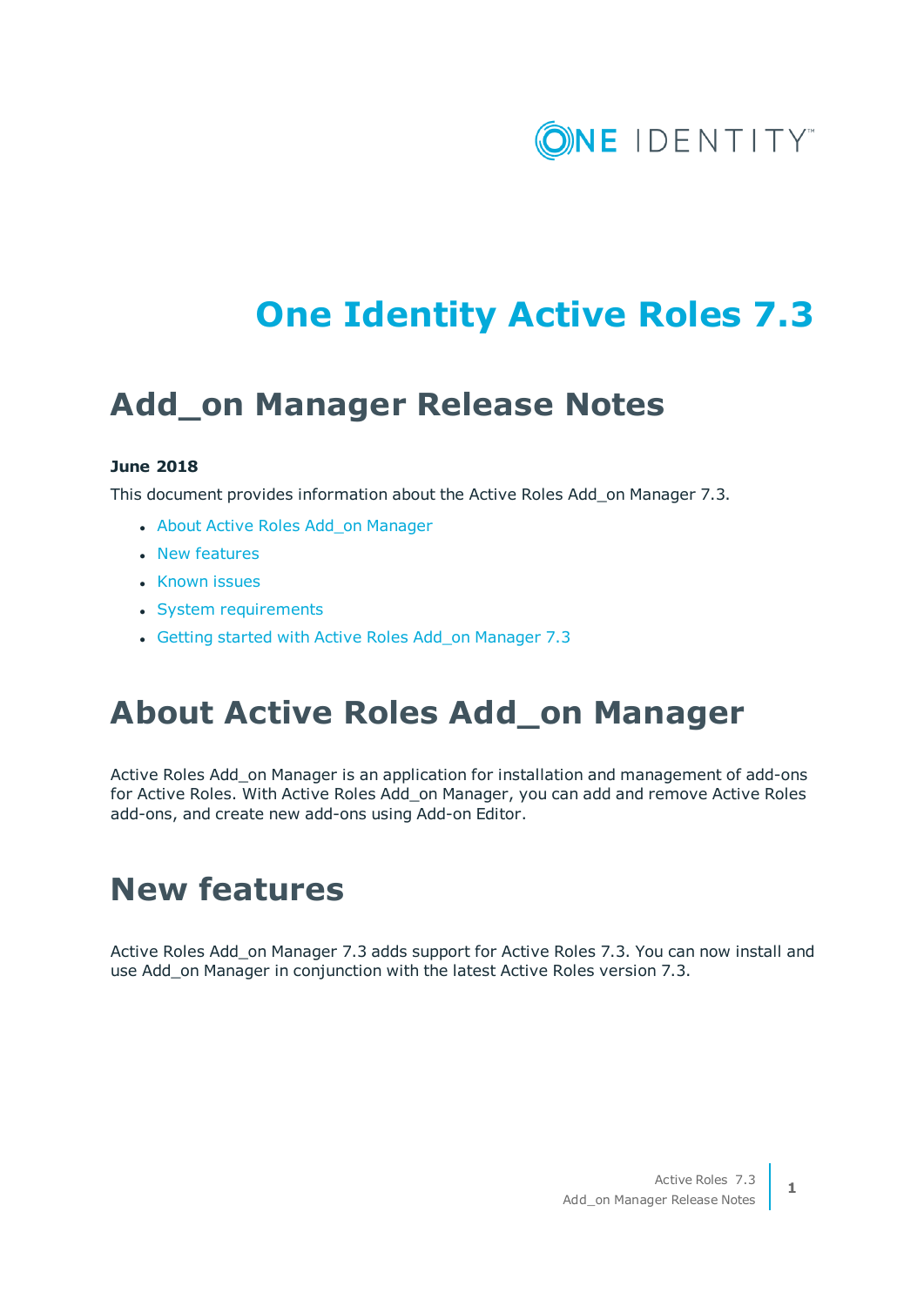# One Identity Active Roles 7.3

## Add_on Manager Release Notes

**June 2018**

This document provides information about the Active Roles Add_on Manager 7.3.

- About Active Roles Add_on Manager
- New features
- Known issues
- System requirements
- Getting started with Active Roles Add_on Manager 7.3

## About Active Roles Add_on Manager

Active Roles Add_on Manager is an application for installation and management of add-ons for Active Roles. With Active Roles Add_on Manager, you can add and remove Active Roles add-ons, and create new add-ons using Add-on Editor.

## New features

Active Roles Add_on Manager 7.3 adds support for Active Roles 7.3. You can now install and use Add_on Manager in conjunction with the latest Active Roles version 7.3.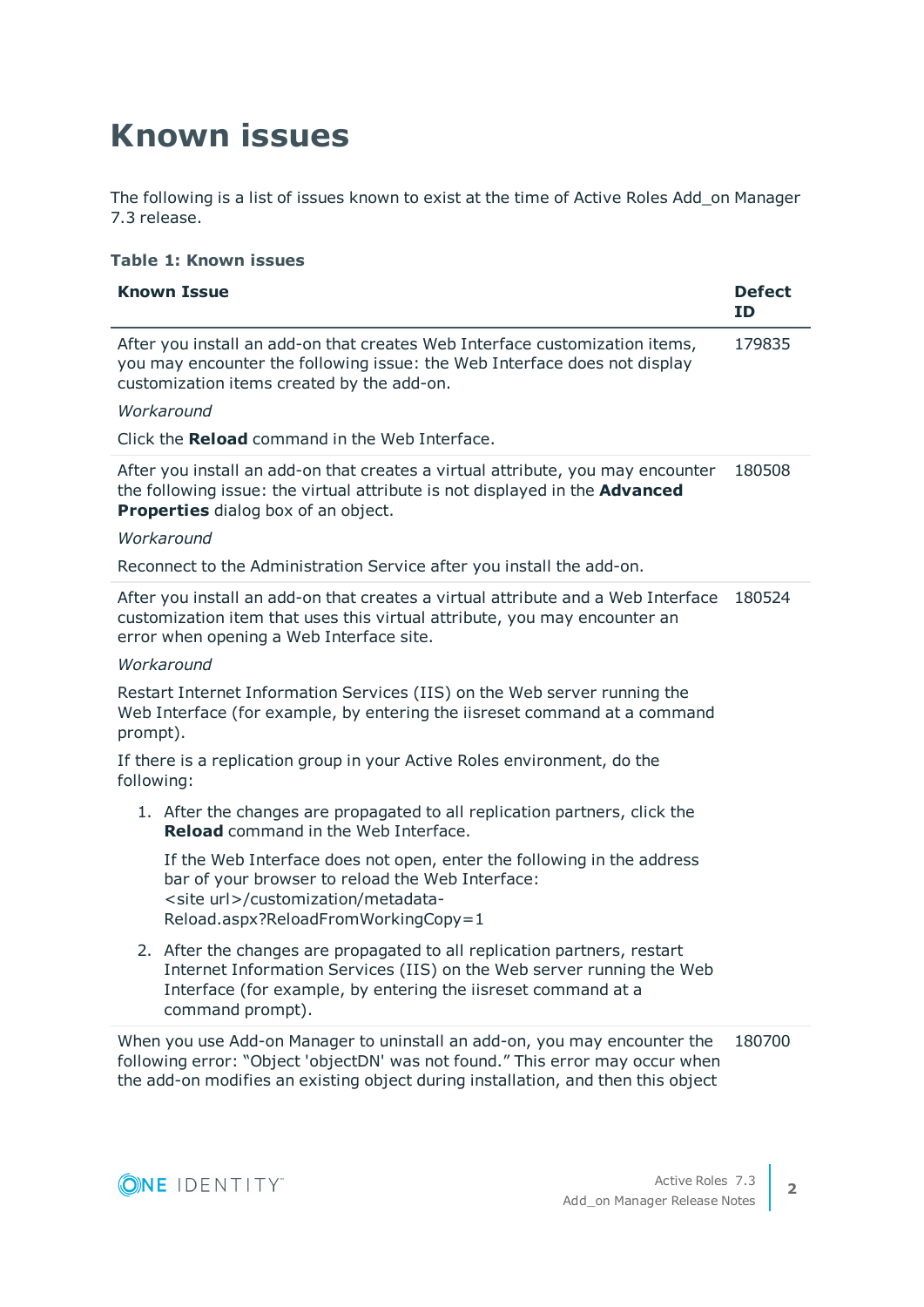# Known issues

The following is a list of issues known to exist at the time of Active Roles Add_on Manager 7.3 release.

**Table 1: Known issues**

| Known Issue | Defect ID |
| --- | --- |
| After you install an add-on that creates Web Interface customization items, you may encounter the following issue: the Web Interface does not display customization items created by the add-on.<br><br>*Workaround*<br><br>Click the **Reload** command in the Web Interface. | 179835 |
| After you install an add-on that creates a virtual attribute, you may encounter the following issue: the virtual attribute is not displayed in the **Advanced Properties** dialog box of an object.<br><br>*Workaround*<br><br>Reconnect to the Administration Service after you install the add-on. | 180508 |
| After you install an add-on that creates a virtual attribute and a Web Interface customization item that uses this virtual attribute, you may encounter an error when opening a Web Interface site.<br><br>*Workaround*<br><br>Restart Internet Information Services (IIS) on the Web server running the Web Interface (for example, by entering the iisreset command at a command prompt).<br><br>If there is a replication group in your Active Roles environment, do the following:<br><br>1. After the changes are propagated to all replication partners, click the **Reload** command in the Web Interface.<br>If the Web Interface does not open, enter the following in the address bar of your browser to reload the Web Interface: <site url>/customization/metadata-Reload.aspx?ReloadFromWorkingCopy=1<br><br>2. After the changes are propagated to all replication partners, restart Internet Information Services (IIS) on the Web server running the Web Interface (for example, by entering the iisreset command at a command prompt). | 180524 |
| When you use Add-on Manager to uninstall an add-on, you may encounter the following error: “Object 'objectDN' was not found.” This error may occur when the add-on modifies an existing object during installation, and then this object | 180700 |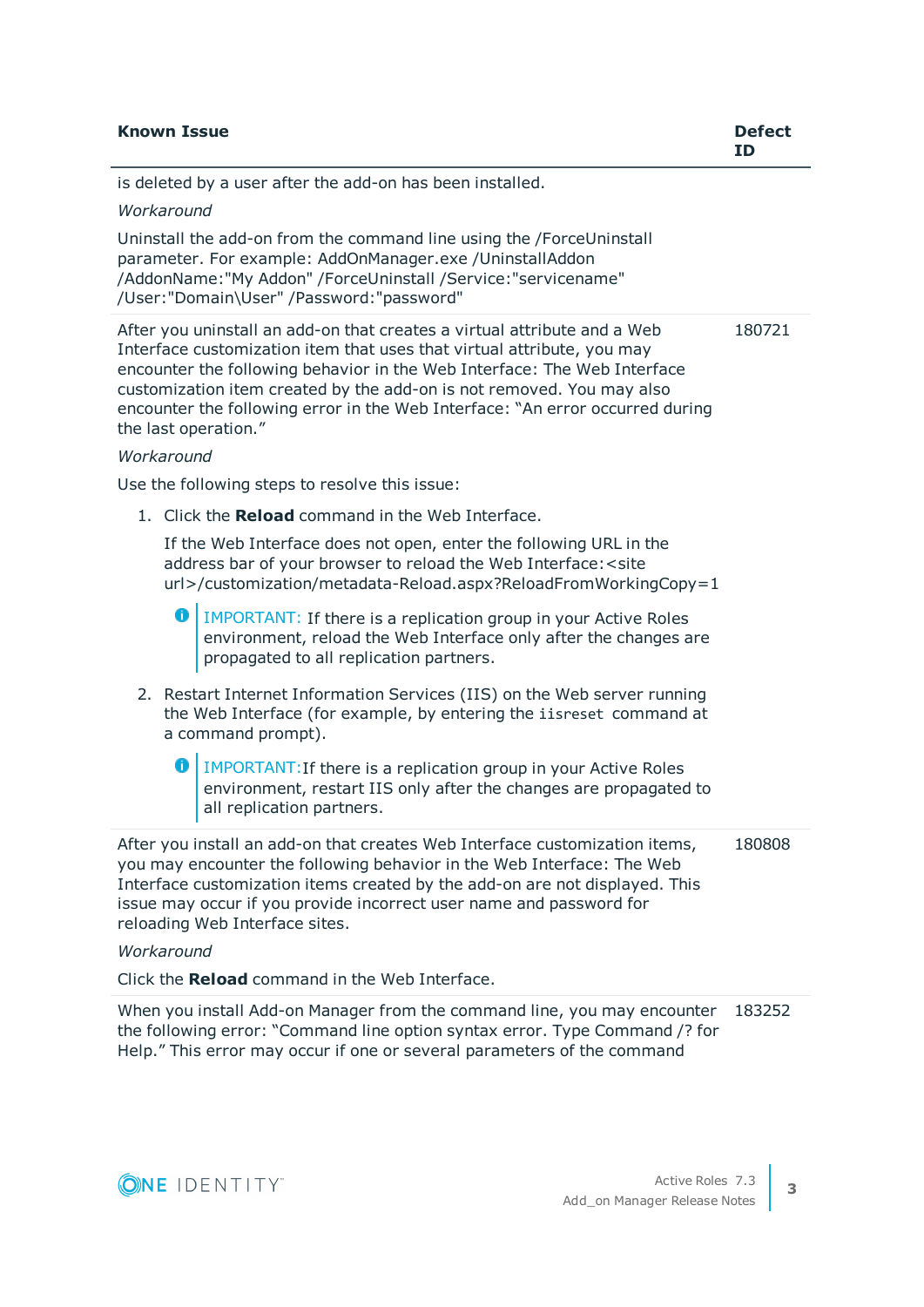| Known Issue | Defect ID |
|---|---|
| is deleted by a user after the add-on has been installed.<br><br>*Workaround*<br><br>Uninstall the add-on from the command line using the /ForceUninstall parameter. For example: AddOnManager.exe /UninstallAddon /AddonName:"My Addon" /ForceUninstall /Service:"servicename" /User:"Domain\User" /Password:"password" | |
| After you uninstall an add-on that creates a virtual attribute and a Web Interface customization item that uses that virtual attribute, you may encounter the following behavior in the Web Interface: The Web Interface customization item created by the add-on is not removed. You may also encounter the following error in the Web Interface: “An error occurred during the last operation.”<br><br>*Workaround*<br><br>Use the following steps to resolve this issue:<br><br>1. Click the **Reload** command in the Web Interface.<br><br>If the Web Interface does not open, enter the following URL in the address bar of your browser to reload the Web Interface: <site url>/customization/metadata-Reload.aspx?ReloadFromWorkingCopy=1<br><br>IMPORTANT: If there is a replication group in your Active Roles environment, reload the Web Interface only after the changes are propagated to all replication partners.<br><br>2. Restart Internet Information Services (IIS) on the Web server running the Web Interface (for example, by entering the `iisreset` command at a command prompt).<br><br>IMPORTANT: If there is a replication group in your Active Roles environment, restart IIS only after the changes are propagated to all replication partners. | 180721 |
| After you install an add-on that creates Web Interface customization items, you may encounter the following behavior in the Web Interface: The Web Interface customization items created by the add-on are not displayed. This issue may occur if you provide incorrect user name and password for reloading Web Interface sites.<br><br>*Workaround*<br><br>Click the **Reload** command in the Web Interface. | 180808 |
| When you install Add-on Manager from the command line, you may encounter the following error: “Command line option syntax error. Type Command /? for Help.” This error may occur if one or several parameters of the command | 183252 |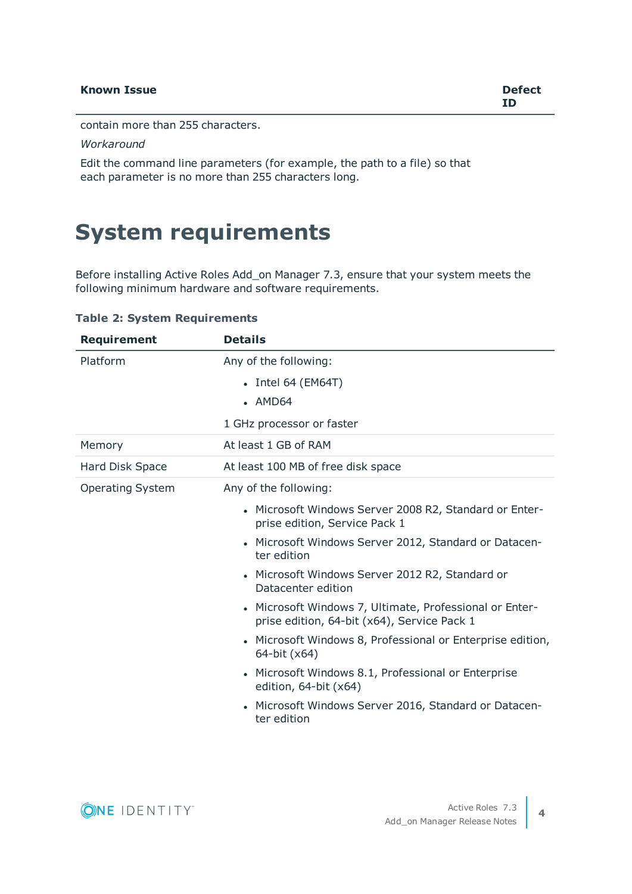| Known Issue | Defect ID |
| --- | --- |
| contain more than 255 characters.<br><br>*Workaround*<br><br>Edit the command line parameters (for example, the path to a file) so that each parameter is no more than 255 characters long. | |

# System requirements

Before installing Active Roles Add_on Manager 7.3, ensure that your system meets the following minimum hardware and software requirements.

**Table 2: System Requirements**

| Requirement | Details |
| --- | --- |
| Platform | Any of the following:<br>• Intel 64 (EM64T)<br>• AMD64<br><br>1 GHz processor or faster |
| Memory | At least 1 GB of RAM |
| Hard Disk Space | At least 100 MB of free disk space |
| Operating System | Any of the following:<br>• Microsoft Windows Server 2008 R2, Standard or Enterprise edition, Service Pack 1<br>• Microsoft Windows Server 2012, Standard or Datacenter edition<br>• Microsoft Windows Server 2012 R2, Standard or Datacenter edition<br>• Microsoft Windows 7, Ultimate, Professional or Enterprise edition, 64-bit (x64), Service Pack 1<br>• Microsoft Windows 8, Professional or Enterprise edition, 64-bit (x64)<br>• Microsoft Windows 8.1, Professional or Enterprise edition, 64-bit (x64)<br>• Microsoft Windows Server 2016, Standard or Datacenter edition |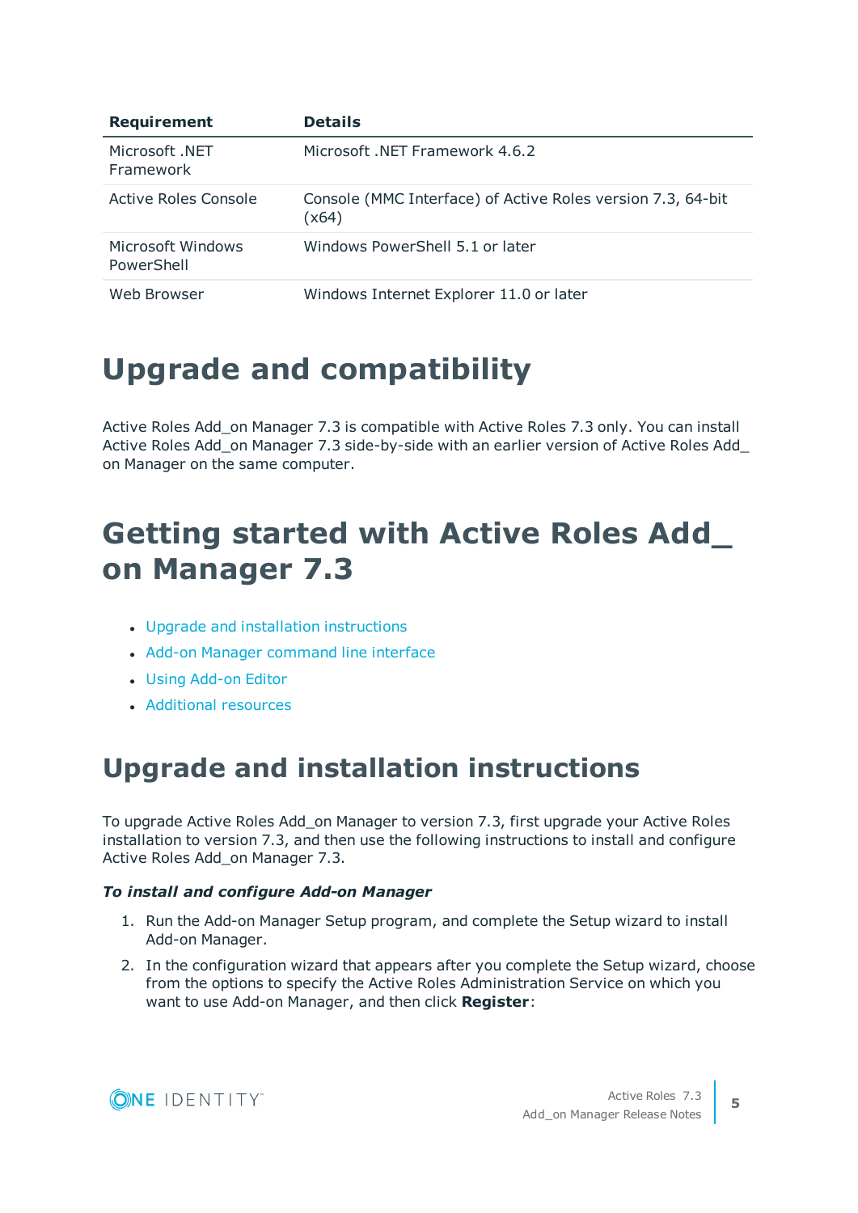| Requirement | Details |
| --- | --- |
| Microsoft .NET Framework | Microsoft .NET Framework 4.6.2 |
| Active Roles Console | Console (MMC Interface) of Active Roles version 7.3, 64-bit (x64) |
| Microsoft Windows PowerShell | Windows PowerShell 5.1 or later |
| Web Browser | Windows Internet Explorer 11.0 or later |

# Upgrade and compatibility

Active Roles Add_on Manager 7.3 is compatible with Active Roles 7.3 only. You can install Active Roles Add_on Manager 7.3 side-by-side with an earlier version of Active Roles Add_on Manager on the same computer.

# Getting started with Active Roles Add_on Manager 7.3

- Upgrade and installation instructions
- Add-on Manager command line interface
- Using Add-on Editor
- Additional resources

## Upgrade and installation instructions

To upgrade Active Roles Add_on Manager to version 7.3, first upgrade your Active Roles installation to version 7.3, and then use the following instructions to install and configure Active Roles Add_on Manager 7.3.

***To install and configure Add-on Manager***

1. Run the Add-on Manager Setup program, and complete the Setup wizard to install Add-on Manager.
2. In the configuration wizard that appears after you complete the Setup wizard, choose from the options to specify the Active Roles Administration Service on which you want to use Add-on Manager, and then click **Register**: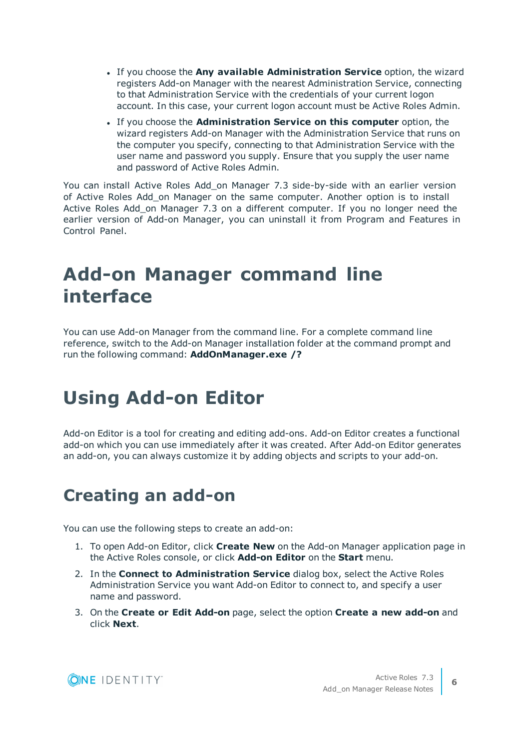- If you choose the **Any available Administration Service** option, the wizard registers Add-on Manager with the nearest Administration Service, connecting to that Administration Service with the credentials of your current logon account. In this case, your current logon account must be Active Roles Admin.
- If you choose the **Administration Service on this computer** option, the wizard registers Add-on Manager with the Administration Service that runs on the computer you specify, connecting to that Administration Service with the user name and password you supply. Ensure that you supply the user name and password of Active Roles Admin.

You can install Active Roles Add_on Manager 7.3 side-by-side with an earlier version of Active Roles Add_on Manager on the same computer. Another option is to install Active Roles Add_on Manager 7.3 on a different computer. If you no longer need the earlier version of Add-on Manager, you can uninstall it from Program and Features in Control Panel.

# Add-on Manager command line interface

You can use Add-on Manager from the command line. For a complete command line reference, switch to the Add-on Manager installation folder at the command prompt and run the following command: **AddOnManager.exe /?**

# Using Add-on Editor

Add-on Editor is a tool for creating and editing add-ons. Add-on Editor creates a functional add-on which you can use immediately after it was created. After Add-on Editor generates an add-on, you can always customize it by adding objects and scripts to your add-on.

## Creating an add-on

You can use the following steps to create an add-on:

1. To open Add-on Editor, click **Create New** on the Add-on Manager application page in the Active Roles console, or click **Add-on Editor** on the **Start** menu.
2. In the **Connect to Administration Service** dialog box, select the Active Roles Administration Service you want Add-on Editor to connect to, and specify a user name and password.
3. On the **Create or Edit Add-on** page, select the option **Create a new add-on** and click **Next**.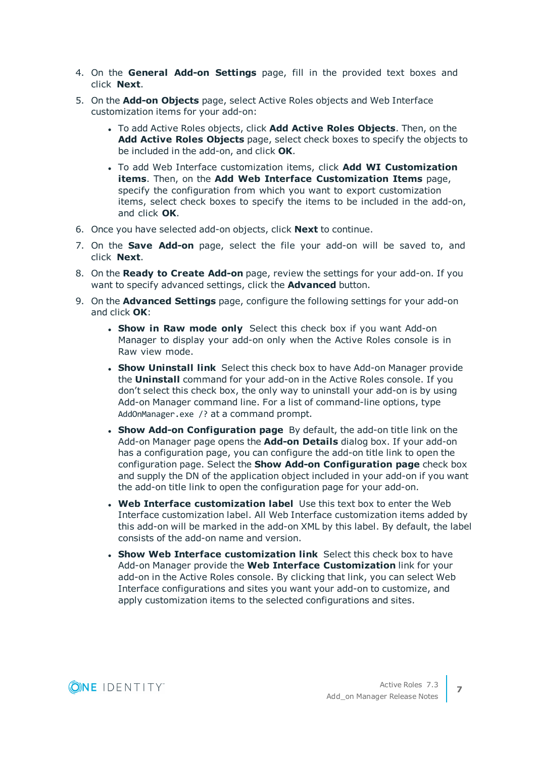4. On the **General Add-on Settings** page, fill in the provided text boxes and click **Next**.
5. On the **Add-on Objects** page, select Active Roles objects and Web Interface customization items for your add-on:
    - To add Active Roles objects, click **Add Active Roles Objects**. Then, on the **Add Active Roles Objects** page, select check boxes to specify the objects to be included in the add-on, and click **OK**.
    - To add Web Interface customization items, click **Add WI Customization items**. Then, on the **Add Web Interface Customization Items** page, specify the configuration from which you want to export customization items, select check boxes to specify the items to be included in the add-on, and click **OK**.
6. Once you have selected add-on objects, click **Next** to continue.
7. On the **Save Add-on** page, select the file your add-on will be saved to, and click **Next**.
8. On the **Ready to Create Add-on** page, review the settings for your add-on. If you want to specify advanced settings, click the **Advanced** button.
9. On the **Advanced Settings** page, configure the following settings for your add-on and click **OK**:
    - **Show in Raw mode only** Select this check box if you want Add-on Manager to display your add-on only when the Active Roles console is in Raw view mode.
    - **Show Uninstall link** Select this check box to have Add-on Manager provide the **Uninstall** command for your add-on in the Active Roles console. If you don't select this check box, the only way to uninstall your add-on is by using Add-on Manager command line. For a list of command-line options, type `AddOnManager.exe /?` at a command prompt.
    - **Show Add-on Configuration page** By default, the add-on title link on the Add-on Manager page opens the **Add-on Details** dialog box. If your add-on has a configuration page, you can configure the add-on title link to open the configuration page. Select the **Show Add-on Configuration page** check box and supply the DN of the application object included in your add-on if you want the add-on title link to open the configuration page for your add-on.
    - **Web Interface customization label** Use this text box to enter the Web Interface customization label. All Web Interface customization items added by this add-on will be marked in the add-on XML by this label. By default, the label consists of the add-on name and version.
    - **Show Web Interface customization link** Select this check box to have Add-on Manager provide the **Web Interface Customization** link for your add-on in the Active Roles console. By clicking that link, you can select Web Interface configurations and sites you want your add-on to customize, and apply customization items to the selected configurations and sites.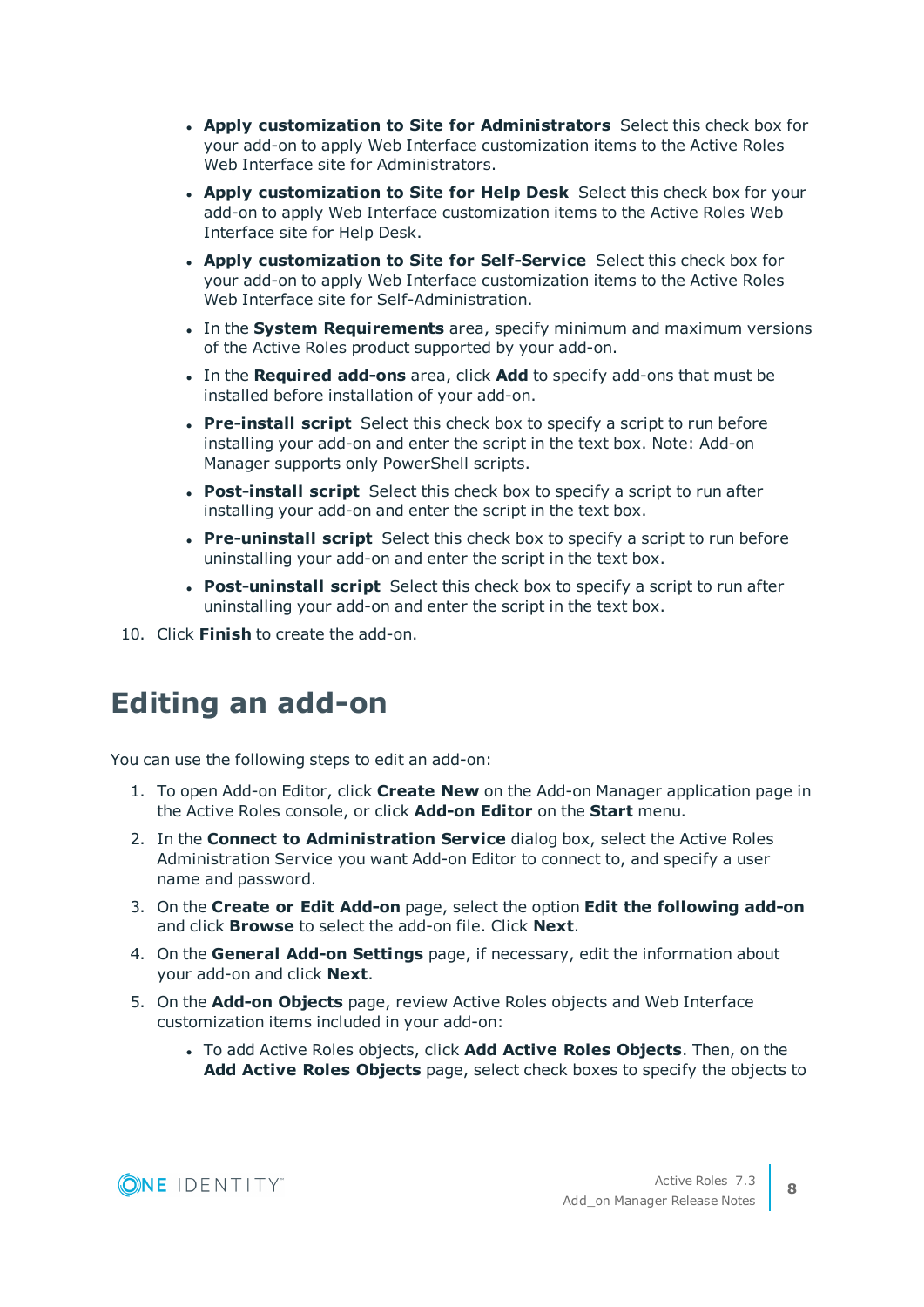- **Apply customization to Site for Administrators** Select this check box for your add-on to apply Web Interface customization items to the Active Roles Web Interface site for Administrators.
- **Apply customization to Site for Help Desk** Select this check box for your add-on to apply Web Interface customization items to the Active Roles Web Interface site for Help Desk.
- **Apply customization to Site for Self-Service** Select this check box for your add-on to apply Web Interface customization items to the Active Roles Web Interface site for Self-Administration.
- In the **System Requirements** area, specify minimum and maximum versions of the Active Roles product supported by your add-on.
- In the **Required add-ons** area, click **Add** to specify add-ons that must be installed before installation of your add-on.
- **Pre-install script** Select this check box to specify a script to run before installing your add-on and enter the script in the text box. Note: Add-on Manager supports only PowerShell scripts.
- **Post-install script** Select this check box to specify a script to run after installing your add-on and enter the script in the text box.
- **Pre-uninstall script** Select this check box to specify a script to run before uninstalling your add-on and enter the script in the text box.
- **Post-uninstall script** Select this check box to specify a script to run after uninstalling your add-on and enter the script in the text box.

10. Click **Finish** to create the add-on.

# Editing an add-on

You can use the following steps to edit an add-on:

1. To open Add-on Editor, click **Create New** on the Add-on Manager application page in the Active Roles console, or click **Add-on Editor** on the **Start** menu.
2. In the **Connect to Administration Service** dialog box, select the Active Roles Administration Service you want Add-on Editor to connect to, and specify a user name and password.
3. On the **Create or Edit Add-on** page, select the option **Edit the following add-on** and click **Browse** to select the add-on file. Click **Next**.
4. On the **General Add-on Settings** page, if necessary, edit the information about your add-on and click **Next**.
5. On the **Add-on Objects** page, review Active Roles objects and Web Interface customization items included in your add-on:
   - To add Active Roles objects, click **Add Active Roles Objects**. Then, on the **Add Active Roles Objects** page, select check boxes to specify the objects to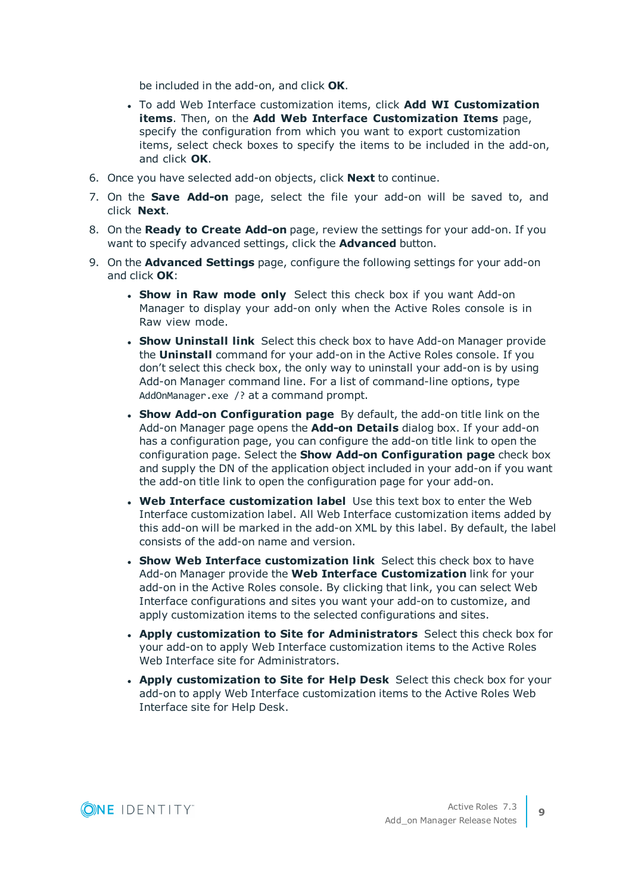be included in the add-on, and click **OK**.

- To add Web Interface customization items, click **Add WI Customization items**. Then, on the **Add Web Interface Customization Items** page, specify the configuration from which you want to export customization items, select check boxes to specify the items to be included in the add-on, and click **OK**.

6. Once you have selected add-on objects, click **Next** to continue.
7. On the **Save Add-on** page, select the file your add-on will be saved to, and click **Next**.
8. On the **Ready to Create Add-on** page, review the settings for your add-on. If you want to specify advanced settings, click the **Advanced** button.
9. On the **Advanced Settings** page, configure the following settings for your add-on and click **OK**:
   - **Show in Raw mode only** Select this check box if you want Add-on Manager to display your add-on only when the Active Roles console is in Raw view mode.
   - **Show Uninstall link** Select this check box to have Add-on Manager provide the **Uninstall** command for your add-on in the Active Roles console. If you don't select this check box, the only way to uninstall your add-on is by using Add-on Manager command line. For a list of command-line options, type `AddOnManager.exe /?` at a command prompt.
   - **Show Add-on Configuration page** By default, the add-on title link on the Add-on Manager page opens the **Add-on Details** dialog box. If your add-on has a configuration page, you can configure the add-on title link to open the configuration page. Select the **Show Add-on Configuration page** check box and supply the DN of the application object included in your add-on if you want the add-on title link to open the configuration page for your add-on.
   - **Web Interface customization label** Use this text box to enter the Web Interface customization label. All Web Interface customization items added by this add-on will be marked in the add-on XML by this label. By default, the label consists of the add-on name and version.
   - **Show Web Interface customization link** Select this check box to have Add-on Manager provide the **Web Interface Customization** link for your add-on in the Active Roles console. By clicking that link, you can select Web Interface configurations and sites you want your add-on to customize, and apply customization items to the selected configurations and sites.
   - **Apply customization to Site for Administrators** Select this check box for your add-on to apply Web Interface customization items to the Active Roles Web Interface site for Administrators.
   - **Apply customization to Site for Help Desk** Select this check box for your add-on to apply Web Interface customization items to the Active Roles Web Interface site for Help Desk.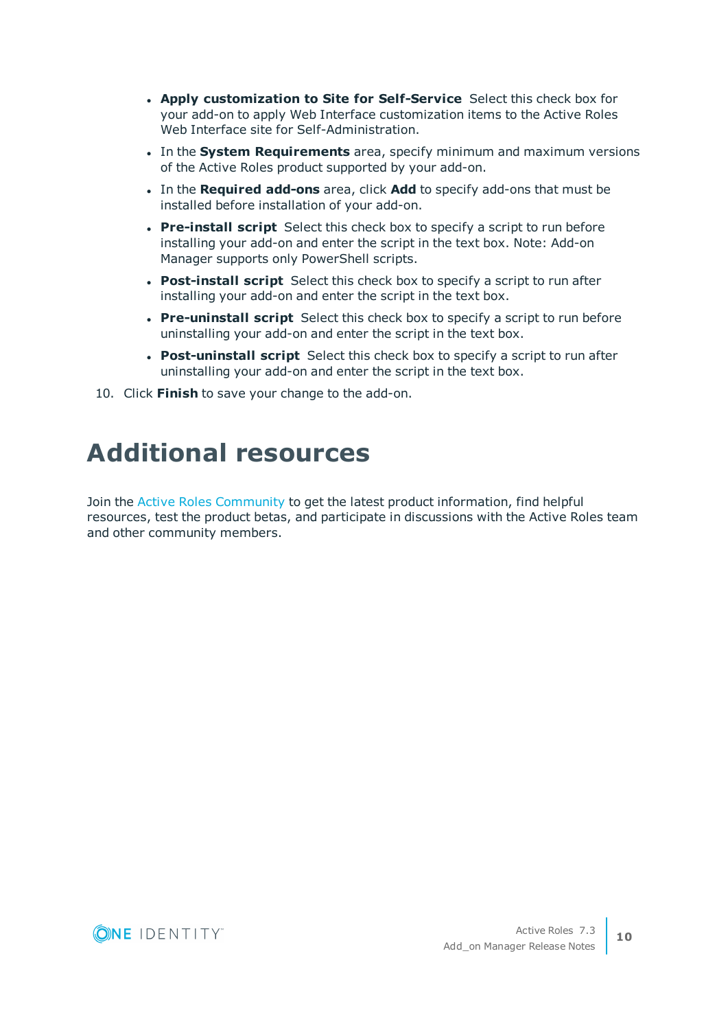- **Apply customization to Site for Self-Service** Select this check box for your add-on to apply Web Interface customization items to the Active Roles Web Interface site for Self-Administration.
- In the **System Requirements** area, specify minimum and maximum versions of the Active Roles product supported by your add-on.
- In the **Required add-ons** area, click **Add** to specify add-ons that must be installed before installation of your add-on.
- **Pre-install script** Select this check box to specify a script to run before installing your add-on and enter the script in the text box. Note: Add-on Manager supports only PowerShell scripts.
- **Post-install script** Select this check box to specify a script to run after installing your add-on and enter the script in the text box.
- **Pre-uninstall script** Select this check box to specify a script to run before uninstalling your add-on and enter the script in the text box.
- **Post-uninstall script** Select this check box to specify a script to run after uninstalling your add-on and enter the script in the text box.

10. Click **Finish** to save your change to the add-on.

# Additional resources

Join the Active Roles Community to get the latest product information, find helpful resources, test the product betas, and participate in discussions with the Active Roles team and other community members.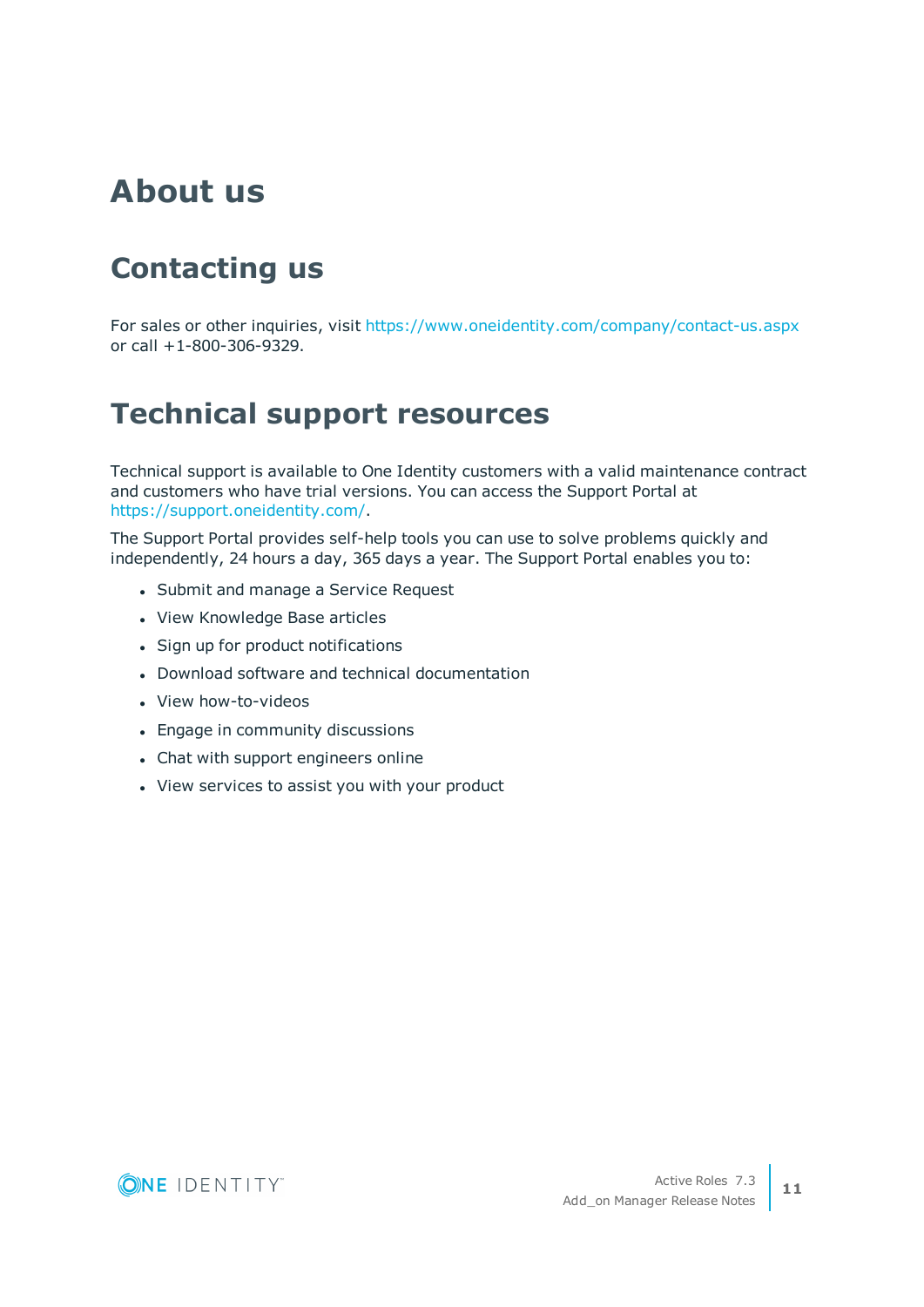# About us

## Contacting us

For sales or other inquiries, visit https://www.oneidentity.com/company/contact-us.aspx or call +1-800-306-9329.

## Technical support resources

Technical support is available to One Identity customers with a valid maintenance contract and customers who have trial versions. You can access the Support Portal at https://support.oneidentity.com/.

The Support Portal provides self-help tools you can use to solve problems quickly and independently, 24 hours a day, 365 days a year. The Support Portal enables you to:

- Submit and manage a Service Request
- View Knowledge Base articles
- Sign up for product notifications
- Download software and technical documentation
- View how-to-videos
- Engage in community discussions
- Chat with support engineers online
- View services to assist you with your product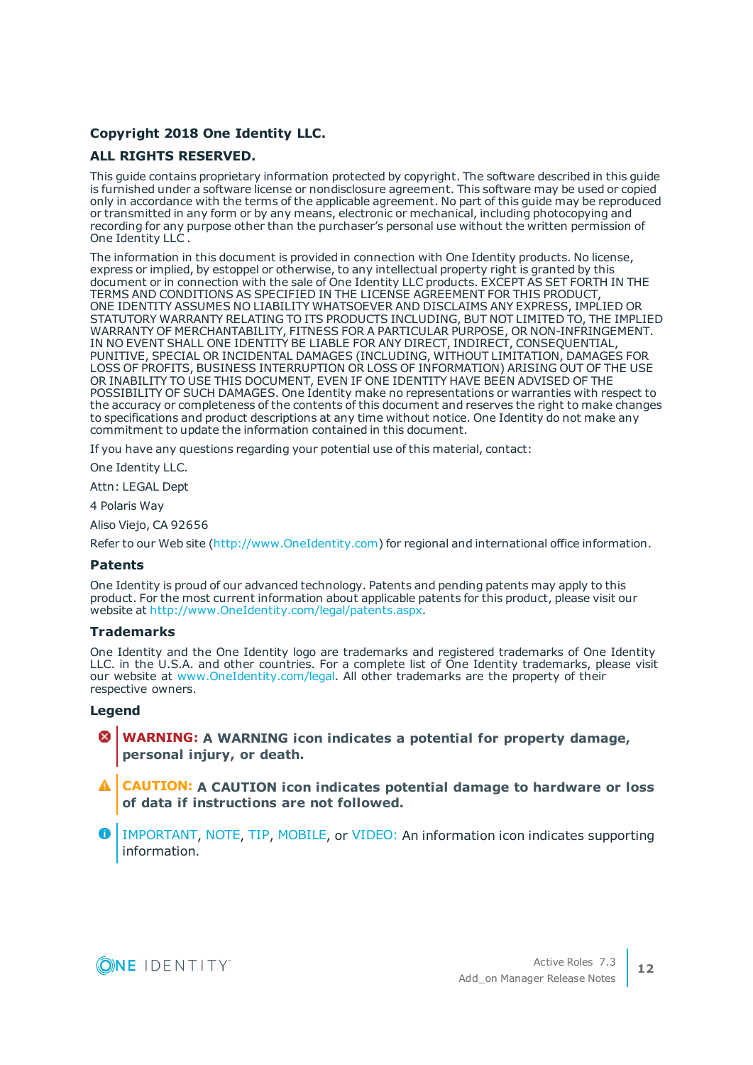**Copyright 2018 One Identity LLC.**

**ALL RIGHTS RESERVED.**

This guide contains proprietary information protected by copyright. The software described in this guide is furnished under a software license or nondisclosure agreement. This software may be used or copied only in accordance with the terms of the applicable agreement. No part of this guide may be reproduced or transmitted in any form or by any means, electronic or mechanical, including photocopying and recording for any purpose other than the purchaser's personal use without the written permission of One Identity LLC .

The information in this document is provided in connection with One Identity products. No license, express or implied, by estoppel or otherwise, to any intellectual property right is granted by this document or in connection with the sale of One Identity LLC products. EXCEPT AS SET FORTH IN THE TERMS AND CONDITIONS AS SPECIFIED IN THE LICENSE AGREEMENT FOR THIS PRODUCT, ONE IDENTITY ASSUMES NO LIABILITY WHATSOEVER AND DISCLAIMS ANY EXPRESS, IMPLIED OR STATUTORY WARRANTY RELATING TO ITS PRODUCTS INCLUDING, BUT NOT LIMITED TO, THE IMPLIED WARRANTY OF MERCHANTABILITY, FITNESS FOR A PARTICULAR PURPOSE, OR NON-INFRINGEMENT. IN NO EVENT SHALL ONE IDENTITY BE LIABLE FOR ANY DIRECT, INDIRECT, CONSEQUENTIAL, PUNITIVE, SPECIAL OR INCIDENTAL DAMAGES (INCLUDING, WITHOUT LIMITATION, DAMAGES FOR LOSS OF PROFITS, BUSINESS INTERRUPTION OR LOSS OF INFORMATION) ARISING OUT OF THE USE OR INABILITY TO USE THIS DOCUMENT, EVEN IF ONE IDENTITY HAVE BEEN ADVISED OF THE POSSIBILITY OF SUCH DAMAGES. One Identity make no representations or warranties with respect to the accuracy or completeness of the contents of this document and reserves the right to make changes to specifications and product descriptions at any time without notice. One Identity do not make any commitment to update the information contained in this document.

If you have any questions regarding your potential use of this material, contact:

One Identity LLC.

Attn: LEGAL Dept

4 Polaris Way

Aliso Viejo, CA 92656

Refer to our Web site (http://www.OneIdentity.com) for regional and international office information.

### Patents

One Identity is proud of our advanced technology. Patents and pending patents may apply to this product. For the most current information about applicable patents for this product, please visit our website at http://www.OneIdentity.com/legal/patents.aspx.

### Trademarks

One Identity and the One Identity logo are trademarks and registered trademarks of One Identity LLC. in the U.S.A. and other countries. For a complete list of One Identity trademarks, please visit our website at www.OneIdentity.com/legal. All other trademarks are the property of their respective owners.

### Legend

**WARNING: A WARNING icon indicates a potential for property damage, personal injury, or death.**

**CAUTION: A CAUTION icon indicates potential damage to hardware or loss of data if instructions are not followed.**

IMPORTANT, NOTE, TIP, MOBILE, or VIDEO: An information icon indicates supporting information.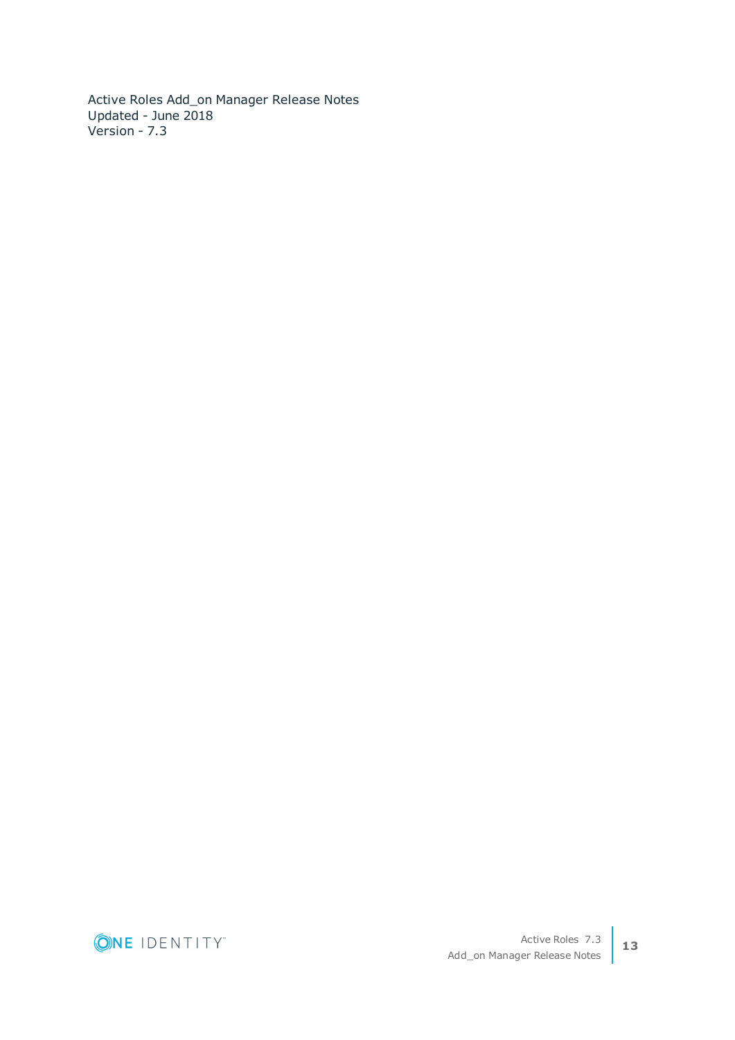Active Roles Add_on Manager Release Notes
Updated - June 2018
Version - 7.3